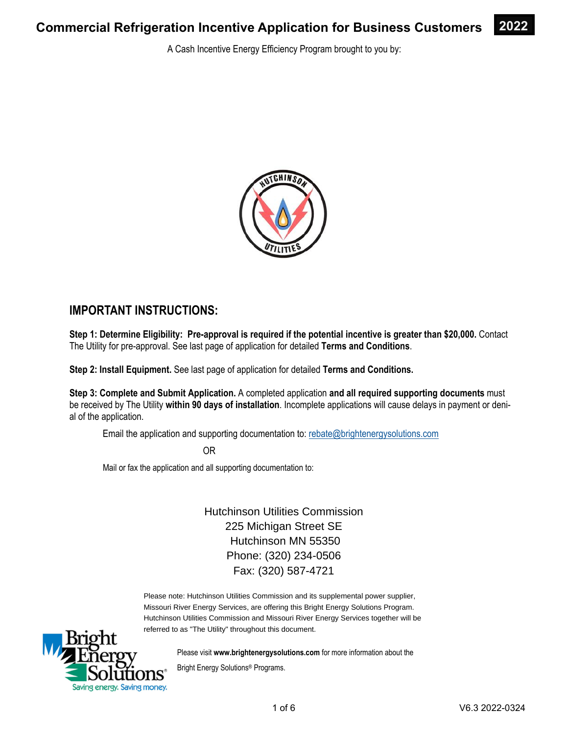# Commercial Refrigeration Incentive Application for Business Customers **2022**

A Cash Incentive Energy Efficiency Program brought to you by:

## IMPORTANT INSTRUCTIONS:

**Step 1: Determine Eligibility: Pre-approval is required if the potential incentive is greater than $20,000.** Contact The Utility for pre-approval. See last page of application for detailed **Terms and Conditions**.

**Step 2: Install Equipment.** See last page of application for detailed **Terms and Conditions.**

**Step 3: Complete and Submit Application.** A completed application **and all required supporting documents** must be received by The Utility **within 90 days of installation**. Incomplete applications will cause delays in payment or denial of the application.

Email the application and supporting documentation to: rebate@brightenergysolutions.com

OR

Mail or fax the application and all supporting documentation to:

Hutchinson Utilities Commission
225 Michigan Street SE
Hutchinson MN 55350
Phone: (320) 234-0506
Fax: (320) 587-4721

Please note: Hutchinson Utilities Commission and its supplemental power supplier, Missouri River Energy Services, are offering this Bright Energy Solutions Program. Hutchinson Utilities Commission and Missouri River Energy Services together will be referred to as "The Utility" throughout this document.

Please visit **www.brightenergysolutions.com** for more information about the Bright Energy Solutions® Programs.

V6.3 2022-0324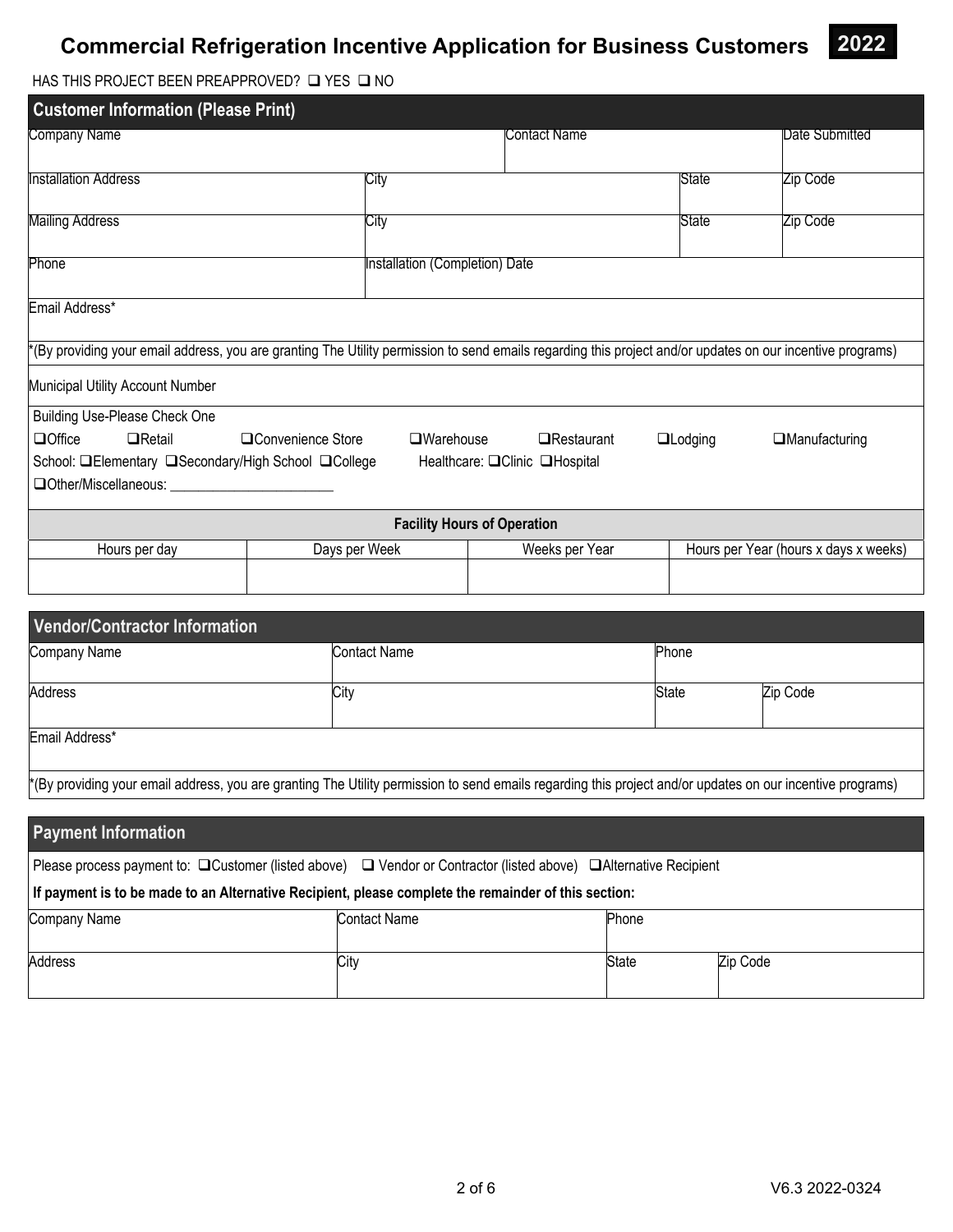# Commercial Refrigeration Incentive Application for Business Customers **2022**

HAS THIS PROJECT BEEN PREAPPROVED? ❑ YES ❑ NO

## Customer Information (Please Print)

| Company Name | Contact Name | Date Submitted |
|---|---|---|
| | | |

| Installation Address | City | State | Zip Code |
|---|---|---|---|
| | | | |

| Mailing Address | City | State | Zip Code |
|---|---|---|---|
| | | | |

| Phone | Installation (Completion) Date |
|---|---|
| | |

Email Address*

*(By providing your email address, you are granting The Utility permission to send emails regarding this project and/or updates on our incentive programs)

Municipal Utility Account Number

Building Use-Please Check One

❑Office ❑Retail ❑Convenience Store ❑Warehouse ❑Restaurant ❑Lodging ❑Manufacturing

School: ❑Elementary ❑Secondary/High School ❑College Healthcare: ❑Clinic ❑Hospital

❑Other/Miscellaneous: _______________________

**Facility Hours of Operation**

| Hours per day | Days per Week | Weeks per Year | Hours per Year (hours x days x weeks) |
|---|---|---|---|
| | | | |

## Vendor/Contractor Information

| Company Name | Contact Name | Phone |
|---|---|---|
| | | |

| Address | City | State | Zip Code |
|---|---|---|---|
| | | | |

Email Address*

*(By providing your email address, you are granting The Utility permission to send emails regarding this project and/or updates on our incentive programs)

## Payment Information

Please process payment to: ❑Customer (listed above) ❑ Vendor or Contractor (listed above) ❑Alternative Recipient

**If payment is to be made to an Alternative Recipient, please complete the remainder of this section:**

| Company Name | Contact Name | Phone |
|---|---|---|
| | | |

| Address | City | State | Zip Code |
|---|---|---|---|
| | | | |

V6.3 2022-0324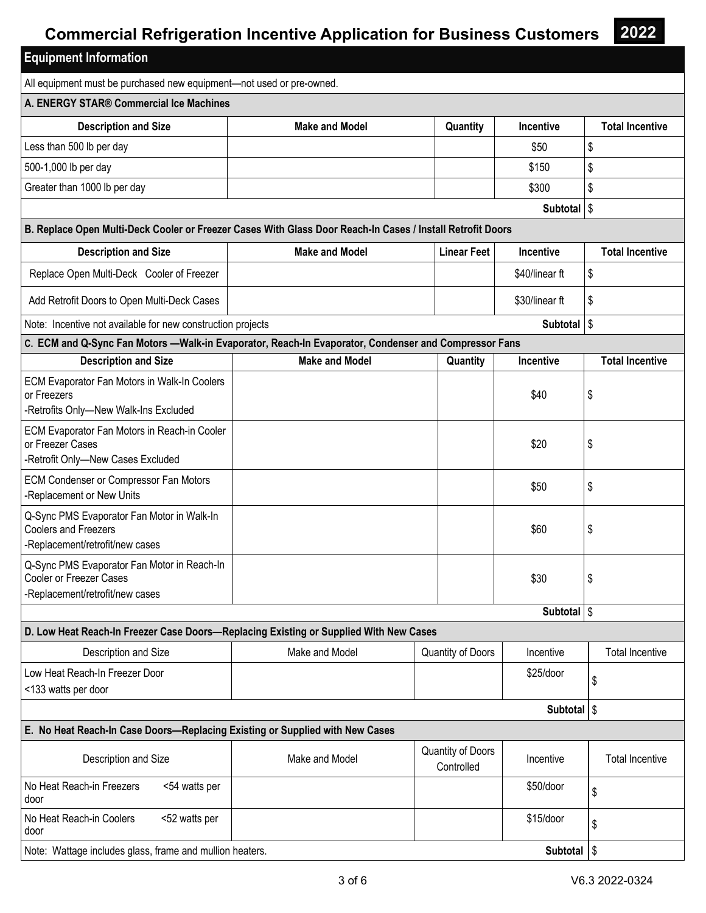# Commercial Refrigeration Incentive Application for Business Customers 2022

## Equipment Information

All equipment must be purchased new equipment—not used or pre-owned.

### A. ENERGY STAR® Commercial Ice Machines

| Description and Size | Make and Model | Quantity | Incentive | Total Incentive |
|---|---|---|---|---|
| Less than 500 lb per day | | | $50 | $ |
| 500-1,000 lb per day | | | $150 | $ |
| Greater than 1000 lb per day | | | $300 | $ |
| | | | **Subtotal** | $ |

### B. Replace Open Multi-Deck Cooler or Freezer Cases With Glass Door Reach-In Cases / Install Retrofit Doors

| Description and Size | Make and Model | Linear Feet | Incentive | Total Incentive |
|---|---|---|---|---|
| Replace Open Multi-Deck Cooler of Freezer | | | $40/linear ft | $ |
| Add Retrofit Doors to Open Multi-Deck Cases | | | $30/linear ft | $ |
| Note: Incentive not available for new construction projects | | | **Subtotal** | $ |

### C. ECM and Q-Sync Fan Motors —Walk-in Evaporator, Reach-In Evaporator, Condenser and Compressor Fans

| Description and Size | Make and Model | Quantity | Incentive | Total Incentive |
|---|---|---|---|---|
| ECM Evaporator Fan Motors in Walk-In Coolers or Freezers -Retrofits Only—New Walk-Ins Excluded | | | $40 | $ |
| ECM Evaporator Fan Motors in Reach-in Cooler or Freezer Cases -Retrofit Only—New Cases Excluded | | | $20 | $ |
| ECM Condenser or Compressor Fan Motors -Replacement or New Units | | | $50 | $ |
| Q-Sync PMS Evaporator Fan Motor in Walk-In Coolers and Freezers -Replacement/retrofit/new cases | | | $60 | $ |
| Q-Sync PMS Evaporator Fan Motor in Reach-In Cooler or Freezer Cases -Replacement/retrofit/new cases | | | $30 | $ |
| | | | **Subtotal** | $ |

### D. Low Heat Reach-In Freezer Case Doors—Replacing Existing or Supplied With New Cases

| Description and Size | Make and Model | Quantity of Doors | Incentive | Total Incentive |
|---|---|---|---|---|
| Low Heat Reach-In Freezer Door <133 watts per door | | | $25/door | $ |
| | | | **Subtotal** | $ |

### E. No Heat Reach-In Case Doors—Replacing Existing or Supplied with New Cases

| Description and Size | Make and Model | Quantity of Doors Controlled | Incentive | Total Incentive |
|---|---|---|---|---|
| No Heat Reach-in Freezers <54 watts per door | | | $50/door | $ |
| No Heat Reach-in Coolers <52 watts per door | | | $15/door | $ |
| Note: Wattage includes glass, frame and mullion heaters. | | | **Subtotal** | $ |

V6.3 2022-0324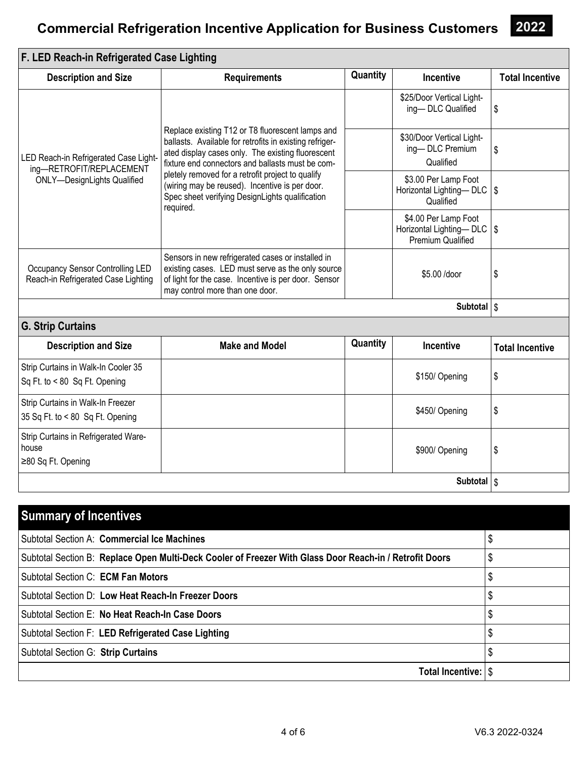# Commercial Refrigeration Incentive Application for Business Customers 2022

## F. LED Reach-in Refrigerated Case Lighting

| Description and Size | Requirements | Quantity | Incentive | Total Incentive |
|---|---|---|---|---|
| LED Reach-in Refrigerated Case Lighting—RETROFIT/REPLACEMENT ONLY—DesignLights Qualified | Replace existing T12 or T8 fluorescent lamps and ballasts. Available for retrofits in existing refrigerated display cases only. The existing fluorescent fixture end connectors and ballasts must be completely removed for a retrofit project to qualify (wiring may be reused). Incentive is per door. Spec sheet verifying DesignLights qualification required. | | \$25/Door Vertical Lighting— DLC Qualified | \$ |
| | | | \$30/Door Vertical Lighting— DLC Premium Qualified | \$ |
| | | | \$3.00 Per Lamp Foot Horizontal Lighting— DLC Qualified | \$ |
| | | | \$4.00 Per Lamp Foot Horizontal Lighting— DLC Premium Qualified | \$ |
| Occupancy Sensor Controlling LED Reach-in Refrigerated Case Lighting | Sensors in new refrigerated cases or installed in existing cases. LED must serve as the only source of light for the case. Incentive is per door. Sensor may control more than one door. | | \$5.00 /door | \$ |
| | | | **Subtotal** | \$ |

## G. Strip Curtains

| Description and Size | Make and Model | Quantity | Incentive | Total Incentive |
|---|---|---|---|---|
| Strip Curtains in Walk-In Cooler 35 Sq Ft. to < 80 Sq Ft. Opening | | | \$150/ Opening | \$ |
| Strip Curtains in Walk-In Freezer 35 Sq Ft. to < 80 Sq Ft. Opening | | | \$450/ Opening | \$ |
| Strip Curtains in Refrigerated Warehouse ≥80 Sq Ft. Opening | | | \$900/ Opening | \$ |
| | | | **Subtotal** | \$ |

## Summary of Incentives

| | |
|---|---|
| Subtotal Section A: **Commercial Ice Machines** | \$ |
| Subtotal Section B: **Replace Open Multi-Deck Cooler of Freezer With Glass Door Reach-in / Retrofit Doors** | \$ |
| Subtotal Section C: **ECM Fan Motors** | \$ |
| Subtotal Section D: **Low Heat Reach-In Freezer Doors** | \$ |
| Subtotal Section E: **No Heat Reach-In Case Doors** | \$ |
| Subtotal Section F: **LED Refrigerated Case Lighting** | \$ |
| Subtotal Section G: **Strip Curtains** | \$ |
| **Total Incentive:** | \$ |

V6.3 2022-0324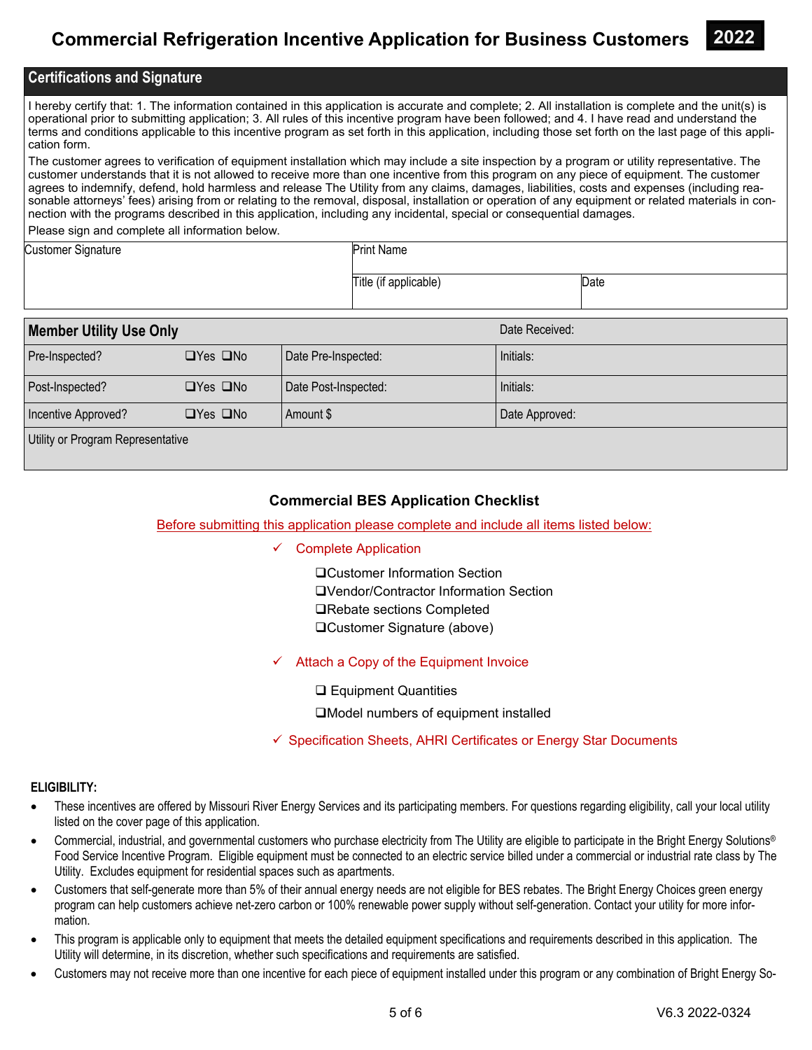# Commercial Refrigeration Incentive Application for Business Customers 2022

## Certifications and Signature

I hereby certify that: 1. The information contained in this application is accurate and complete; 2. All installation is complete and the unit(s) is operational prior to submitting application; 3. All rules of this incentive program have been followed; and 4. I have read and understand the terms and conditions applicable to this incentive program as set forth in this application, including those set forth on the last page of this application form.

The customer agrees to verification of equipment installation which may include a site inspection by a program or utility representative. The customer understands that it is not allowed to receive more than one incentive from this program on any piece of equipment. The customer agrees to indemnify, defend, hold harmless and release The Utility from any claims, damages, liabilities, costs and expenses (including reasonable attorneys' fees) arising from or relating to the removal, disposal, installation or operation of any equipment or related materials in connection with the programs described in this application, including any incidental, special or consequential damages.

Please sign and complete all information below.

| Customer Signature | Print Name | |
|---|---|---|
| | Title (if applicable) | Date |

| Member Utility Use Only | | | Date Received: |
|---|---|---|---|
| Pre-Inspected? | ❑Yes ❑No | Date Pre-Inspected: | Initials: |
| Post-Inspected? | ❑Yes ❑No | Date Post-Inspected: | Initials: |
| Incentive Approved? | ❑Yes ❑No | Amount $ | Date Approved: |
| Utility or Program Representative | | | |

### Commercial BES Application Checklist

Before submitting this application please complete and include all items listed below:

- ✓ Complete Application
  - ❑Customer Information Section
  - ❑Vendor/Contractor Information Section
  - ❑Rebate sections Completed
  - ❑Customer Signature (above)
- ✓ Attach a Copy of the Equipment Invoice
  - ❑ Equipment Quantities
  - ❑Model numbers of equipment installed
- ✓ Specification Sheets, AHRI Certificates or Energy Star Documents

**ELIGIBILITY:**

- These incentives are offered by Missouri River Energy Services and its participating members. For questions regarding eligibility, call your local utility listed on the cover page of this application.
- Commercial, industrial, and governmental customers who purchase electricity from The Utility are eligible to participate in the Bright Energy Solutions® Food Service Incentive Program. Eligible equipment must be connected to an electric service billed under a commercial or industrial rate class by The Utility. Excludes equipment for residential spaces such as apartments.
- Customers that self-generate more than 5% of their annual energy needs are not eligible for BES rebates. The Bright Energy Choices green energy program can help customers achieve net-zero carbon or 100% renewable power supply without self-generation. Contact your utility for more information.
- This program is applicable only to equipment that meets the detailed equipment specifications and requirements described in this application. The Utility will determine, in its discretion, whether such specifications and requirements are satisfied.
- Customers may not receive more than one incentive for each piece of equipment installed under this program or any combination of Bright Energy So-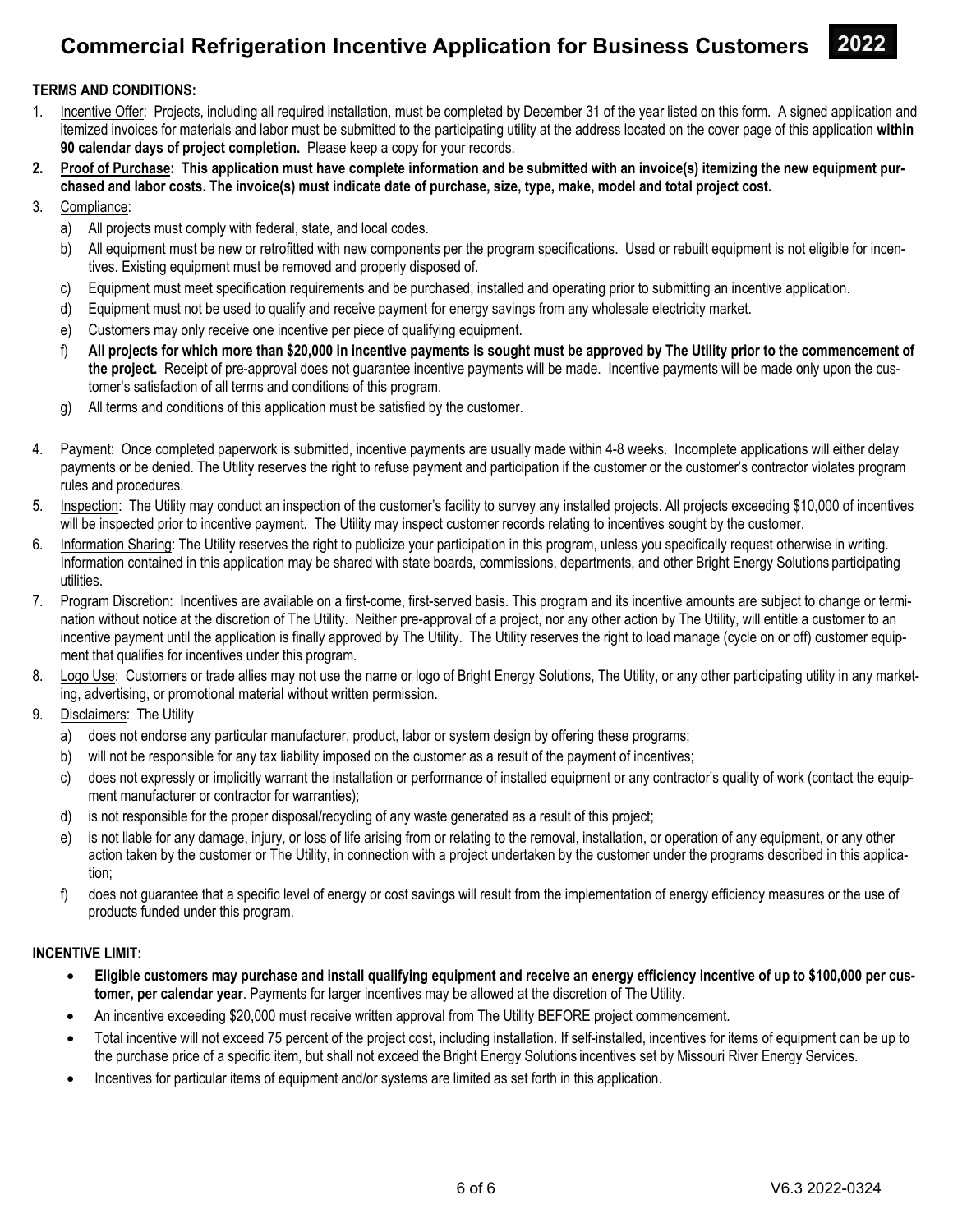# Commercial Refrigeration Incentive Application for Business Customers 2022

**TERMS AND CONDITIONS:**

1. Incentive Offer: Projects, including all required installation, must be completed by December 31 of the year listed on this form. A signed application and itemized invoices for materials and labor must be submitted to the participating utility at the address located on the cover page of this application **within 90 calendar days of project completion.** Please keep a copy for your records.
2. **Proof of Purchase: This application must have complete information and be submitted with an invoice(s) itemizing the new equipment purchased and labor costs. The invoice(s) must indicate date of purchase, size, type, make, model and total project cost.**
3. Compliance:
   a) All projects must comply with federal, state, and local codes.
   b) All equipment must be new or retrofitted with new components per the program specifications. Used or rebuilt equipment is not eligible for incentives. Existing equipment must be removed and properly disposed of.
   c) Equipment must meet specification requirements and be purchased, installed and operating prior to submitting an incentive application.
   d) Equipment must not be used to qualify and receive payment for energy savings from any wholesale electricity market.
   e) Customers may only receive one incentive per piece of qualifying equipment.
   f) **All projects for which more than $20,000 in incentive payments is sought must be approved by The Utility prior to the commencement of the project.** Receipt of pre-approval does not guarantee incentive payments will be made. Incentive payments will be made only upon the customer's satisfaction of all terms and conditions of this program.
   g) All terms and conditions of this application must be satisfied by the customer.
4. Payment: Once completed paperwork is submitted, incentive payments are usually made within 4-8 weeks. Incomplete applications will either delay payments or be denied. The Utility reserves the right to refuse payment and participation if the customer or the customer's contractor violates program rules and procedures.
5. Inspection: The Utility may conduct an inspection of the customer's facility to survey any installed projects. All projects exceeding $10,000 of incentives will be inspected prior to incentive payment. The Utility may inspect customer records relating to incentives sought by the customer.
6. Information Sharing: The Utility reserves the right to publicize your participation in this program, unless you specifically request otherwise in writing. Information contained in this application may be shared with state boards, commissions, departments, and other Bright Energy Solutions participating utilities.
7. Program Discretion: Incentives are available on a first-come, first-served basis. This program and its incentive amounts are subject to change or termination without notice at the discretion of The Utility. Neither pre-approval of a project, nor any other action by The Utility, will entitle a customer to an incentive payment until the application is finally approved by The Utility. The Utility reserves the right to load manage (cycle on or off) customer equipment that qualifies for incentives under this program.
8. Logo Use: Customers or trade allies may not use the name or logo of Bright Energy Solutions, The Utility, or any other participating utility in any marketing, advertising, or promotional material without written permission.
9. Disclaimers: The Utility
   a) does not endorse any particular manufacturer, product, labor or system design by offering these programs;
   b) will not be responsible for any tax liability imposed on the customer as a result of the payment of incentives;
   c) does not expressly or implicitly warrant the installation or performance of installed equipment or any contractor's quality of work (contact the equipment manufacturer or contractor for warranties);
   d) is not responsible for the proper disposal/recycling of any waste generated as a result of this project;
   e) is not liable for any damage, injury, or loss of life arising from or relating to the removal, installation, or operation of any equipment, or any other action taken by the customer or The Utility, in connection with a project undertaken by the customer under the programs described in this application;
   f) does not guarantee that a specific level of energy or cost savings will result from the implementation of energy efficiency measures or the use of products funded under this program.

**INCENTIVE LIMIT:**

- **Eligible customers may purchase and install qualifying equipment and receive an energy efficiency incentive of up to $100,000 per customer, per calendar year**. Payments for larger incentives may be allowed at the discretion of The Utility.
- An incentive exceeding $20,000 must receive written approval from The Utility BEFORE project commencement.
- Total incentive will not exceed 75 percent of the project cost, including installation. If self-installed, incentives for items of equipment can be up to the purchase price of a specific item, but shall not exceed the Bright Energy Solutions incentives set by Missouri River Energy Services.
- Incentives for particular items of equipment and/or systems are limited as set forth in this application.

V6.3 2022-0324